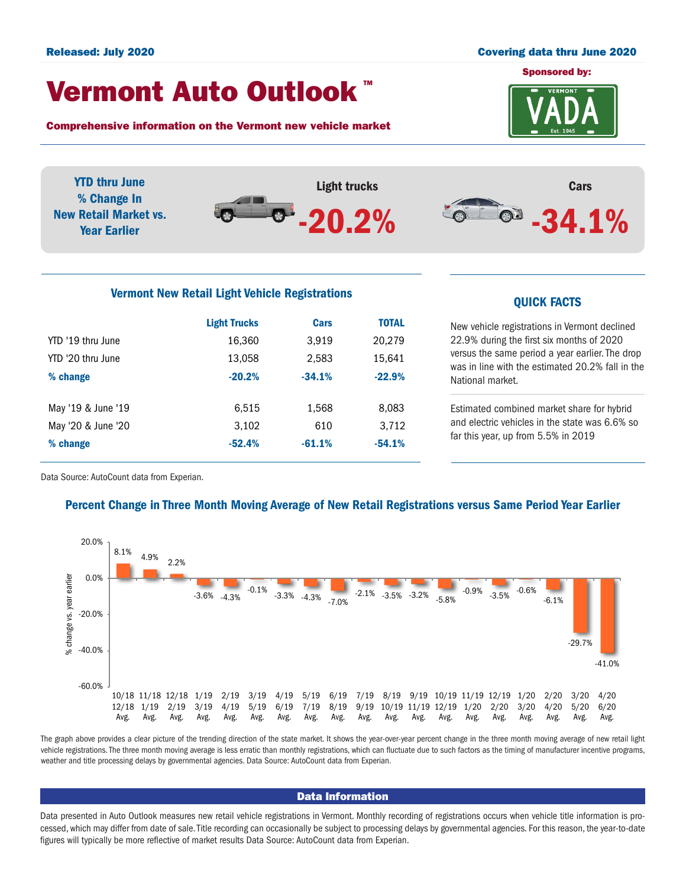**Released: July 2020**

**Covering data thru June 2020**

# Vermont Auto Outlook ™

**Sponsored by:** VADA

**Comprehensive information on the Vermont new vehicle market**

**YTD thru June % Change In New Retail Market vs. Year Earlier**

| Light trucks | Cars |
|---|---|
| -20.2% | -34.1% |

## Vermont New Retail Light Vehicle Registrations

| | Light Trucks | Cars | TOTAL |
|---|---|---|---|
| YTD '19 thru June | 16,360 | 3,919 | 20,279 |
| YTD '20 thru June | 13,058 | 2,583 | 15,641 |
| **% change** | **-20.2%** | **-34.1%** | **-22.9%** |
| May '19 & June '19 | 6,515 | 1,568 | 8,083 |
| May '20 & June '20 | 3,102 | 610 | 3,712 |
| **% change** | **-52.4%** | **-61.1%** | **-54.1%** |

Data Source: AutoCount data from Experian.

## QUICK FACTS

New vehicle registrations in Vermont declined 22.9% during the first six months of 2020 versus the same period a year earlier. The drop was in line with the estimated 20.2% fall in the National market.

Estimated combined market share for hybrid and electric vehicles in the state was 6.6% so far this year, up from 5.5% in 2019

## Percent Change in Three Month Moving Average of New Retail Registrations versus Same Period Year Earlier

| Period | % change vs. year earlier |
|---|---|
| 10/18 12/18 Avg. | 8.1% |
| 11/18 1/19 Avg. | 4.9% |
| 12/18 2/19 Avg. | 2.2% |
| 1/19 3/19 Avg. | -3.6% |
| 2/19 4/19 Avg. | -4.3% |
| 3/19 5/19 Avg. | -0.1% |
| 4/19 6/19 Avg. | -3.3% |
| 5/19 7/19 Avg. | -4.3% |
| 6/19 8/19 Avg. | -7.0% |
| 7/19 9/19 Avg. | -2.1% |
| 8/19 10/19 Avg. | -3.5% |
| 9/19 11/19 Avg. | -3.2% |
| 10/19 12/19 Avg. | -5.8% |
| 11/19 1/20 Avg. | -0.9% |
| 12/19 2/20 Avg. | -3.5% |
| 1/20 3/20 Avg. | -0.6% |
| 2/20 4/20 Avg. | -6.1% |
| 3/20 5/20 Avg. | -29.7% |
| 4/20 6/20 Avg. | -41.0% |

The graph above provides a clear picture of the trending direction of the state market. It shows the year-over-year percent change in the three month moving average of new retail light vehicle registrations. The three month moving average is less erratic than monthly registrations, which can fluctuate due to such factors as the timing of manufacturer incentive programs, weather and title processing delays by governmental agencies. Data Source: AutoCount data from Experian.

## Data Information

Data presented in Auto Outlook measures new retail vehicle registrations in Vermont. Monthly recording of registrations occurs when vehicle title information is processed, which may differ from date of sale. Title recording can occasionally be subject to processing delays by governmental agencies. For this reason, the year-to-date figures will typically be more reflective of market results Data Source: AutoCount data from Experian.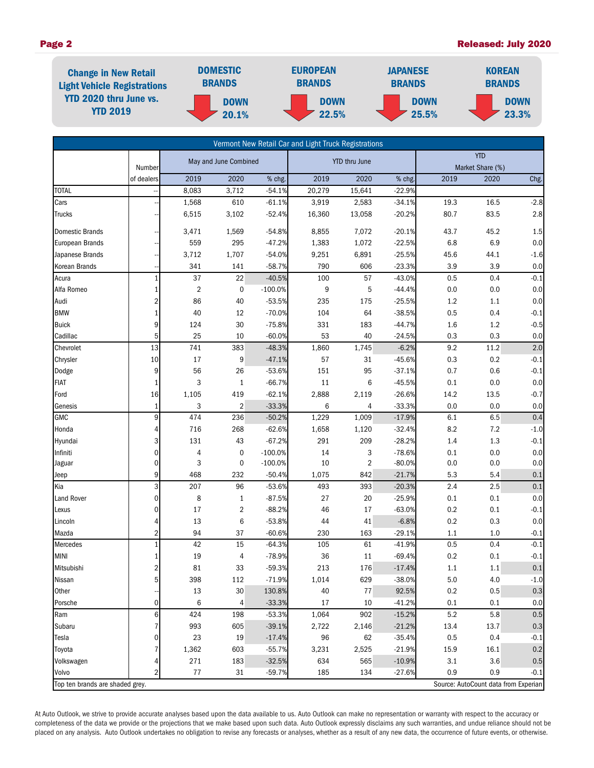## Change in New Retail Light Vehicle Registrations YTD 2020 thru June vs. YTD 2019

| DOMESTIC BRANDS | EUROPEAN BRANDS | JAPANESE BRANDS | KOREAN BRANDS |
|---|---|---|---|
| DOWN 20.1% | DOWN 22.5% | DOWN 25.5% | DOWN 23.3% |

| Vermont New Retail Car and Light Truck Registrations | | | | | | | | | | |
|---|---|---|---|---|---|---|---|---|---|---|
| | Number | May and June Combined | | | YTD thru June | | | YTD Market Share (%) | | |
| | of dealers | 2019 | 2020 | % chg. | 2019 | 2020 | % chg. | 2019 | 2020 | Chg. |
| TOTAL | -- | 8,083 | 3,712 | -54.1% | 20,279 | 15,641 | -22.9% | | | |
| Cars | -- | 1,568 | 610 | -61.1% | 3,919 | 2,583 | -34.1% | 19.3 | 16.5 | -2.8 |
| Trucks | -- | 6,515 | 3,102 | -52.4% | 16,360 | 13,058 | -20.2% | 80.7 | 83.5 | 2.8 |
| Domestic Brands | -- | 3,471 | 1,569 | -54.8% | 8,855 | 7,072 | -20.1% | 43.7 | 45.2 | 1.5 |
| European Brands | -- | 559 | 295 | -47.2% | 1,383 | 1,072 | -22.5% | 6.8 | 6.9 | 0.0 |
| Japanese Brands | -- | 3,712 | 1,707 | -54.0% | 9,251 | 6,891 | -25.5% | 45.6 | 44.1 | -1.6 |
| Korean Brands | -- | 341 | 141 | -58.7% | 790 | 606 | -23.3% | 3.9 | 3.9 | 0.0 |
| Acura | 1 | 37 | 22 | -40.5% | 100 | 57 | -43.0% | 0.5 | 0.4 | -0.1 |
| Alfa Romeo | 1 | 2 | 0 | -100.0% | 9 | 5 | -44.4% | 0.0 | 0.0 | 0.0 |
| Audi | 2 | 86 | 40 | -53.5% | 235 | 175 | -25.5% | 1.2 | 1.1 | 0.0 |
| BMW | 1 | 40 | 12 | -70.0% | 104 | 64 | -38.5% | 0.5 | 0.4 | -0.1 |
| Buick | 9 | 124 | 30 | -75.8% | 331 | 183 | -44.7% | 1.6 | 1.2 | -0.5 |
| Cadillac | 5 | 25 | 10 | -60.0% | 53 | 40 | -24.5% | 0.3 | 0.3 | 0.0 |
| Chevrolet | 13 | 741 | 383 | -48.3% | 1,860 | 1,745 | -6.2% | 9.2 | 11.2 | 2.0 |
| Chrysler | 10 | 17 | 9 | -47.1% | 57 | 31 | -45.6% | 0.3 | 0.2 | -0.1 |
| Dodge | 9 | 56 | 26 | -53.6% | 151 | 95 | -37.1% | 0.7 | 0.6 | -0.1 |
| FIAT | 1 | 3 | 1 | -66.7% | 11 | 6 | -45.5% | 0.1 | 0.0 | 0.0 |
| Ford | 16 | 1,105 | 419 | -62.1% | 2,888 | 2,119 | -26.6% | 14.2 | 13.5 | -0.7 |
| Genesis | 1 | 3 | 2 | -33.3% | 6 | 4 | -33.3% | 0.0 | 0.0 | 0.0 |
| GMC | 9 | 474 | 236 | -50.2% | 1,229 | 1,009 | -17.9% | 6.1 | 6.5 | 0.4 |
| Honda | 4 | 716 | 268 | -62.6% | 1,658 | 1,120 | -32.4% | 8.2 | 7.2 | -1.0 |
| Hyundai | 3 | 131 | 43 | -67.2% | 291 | 209 | -28.2% | 1.4 | 1.3 | -0.1 |
| Infiniti | 0 | 4 | 0 | -100.0% | 14 | 3 | -78.6% | 0.1 | 0.0 | 0.0 |
| Jaguar | 0 | 3 | 0 | -100.0% | 10 | 2 | -80.0% | 0.0 | 0.0 | 0.0 |
| Jeep | 9 | 468 | 232 | -50.4% | 1,075 | 842 | -21.7% | 5.3 | 5.4 | 0.1 |
| Kia | 3 | 207 | 96 | -53.6% | 493 | 393 | -20.3% | 2.4 | 2.5 | 0.1 |
| Land Rover | 0 | 8 | 1 | -87.5% | 27 | 20 | -25.9% | 0.1 | 0.1 | 0.0 |
| Lexus | 0 | 17 | 2 | -88.2% | 46 | 17 | -63.0% | 0.2 | 0.1 | -0.1 |
| Lincoln | 4 | 13 | 6 | -53.8% | 44 | 41 | -6.8% | 0.2 | 0.3 | 0.0 |
| Mazda | 2 | 94 | 37 | -60.6% | 230 | 163 | -29.1% | 1.1 | 1.0 | -0.1 |
| Mercedes | 1 | 42 | 15 | -64.3% | 105 | 61 | -41.9% | 0.5 | 0.4 | -0.1 |
| MINI | 1 | 19 | 4 | -78.9% | 36 | 11 | -69.4% | 0.2 | 0.1 | -0.1 |
| Mitsubishi | 2 | 81 | 33 | -59.3% | 213 | 176 | -17.4% | 1.1 | 1.1 | 0.1 |
| Nissan | 5 | 398 | 112 | -71.9% | 1,014 | 629 | -38.0% | 5.0 | 4.0 | -1.0 |
| Other | -- | 13 | 30 | 130.8% | 40 | 77 | 92.5% | 0.2 | 0.5 | 0.3 |
| Porsche | 0 | 6 | 4 | -33.3% | 17 | 10 | -41.2% | 0.1 | 0.1 | 0.0 |
| Ram | 6 | 424 | 198 | -53.3% | 1,064 | 902 | -15.2% | 5.2 | 5.8 | 0.5 |
| Subaru | 7 | 993 | 605 | -39.1% | 2,722 | 2,146 | -21.2% | 13.4 | 13.7 | 0.3 |
| Tesla | 0 | 23 | 19 | -17.4% | 96 | 62 | -35.4% | 0.5 | 0.4 | -0.1 |
| Toyota | 7 | 1,362 | 603 | -55.7% | 3,231 | 2,525 | -21.9% | 15.9 | 16.1 | 0.2 |
| Volkswagen | 4 | 271 | 183 | -32.5% | 634 | 565 | -10.9% | 3.1 | 3.6 | 0.5 |
| Volvo | 2 | 77 | 31 | -59.7% | 185 | 134 | -27.6% | 0.9 | 0.9 | -0.1 |

Top ten brands are shaded grey. Source: AutoCount data from Experian

At Auto Outlook, we strive to provide accurate analyses based upon the data available to us. Auto Outlook can make no representation or warranty with respect to the accuracy or completeness of the data we provide or the projections that we make based upon such data. Auto Outlook expressly disclaims any such warranties, and undue reliance should not be placed on any analysis. Auto Outlook undertakes no obligation to revise any forecasts or analyses, whether as a result of any new data, the occurrence of future events, or otherwise.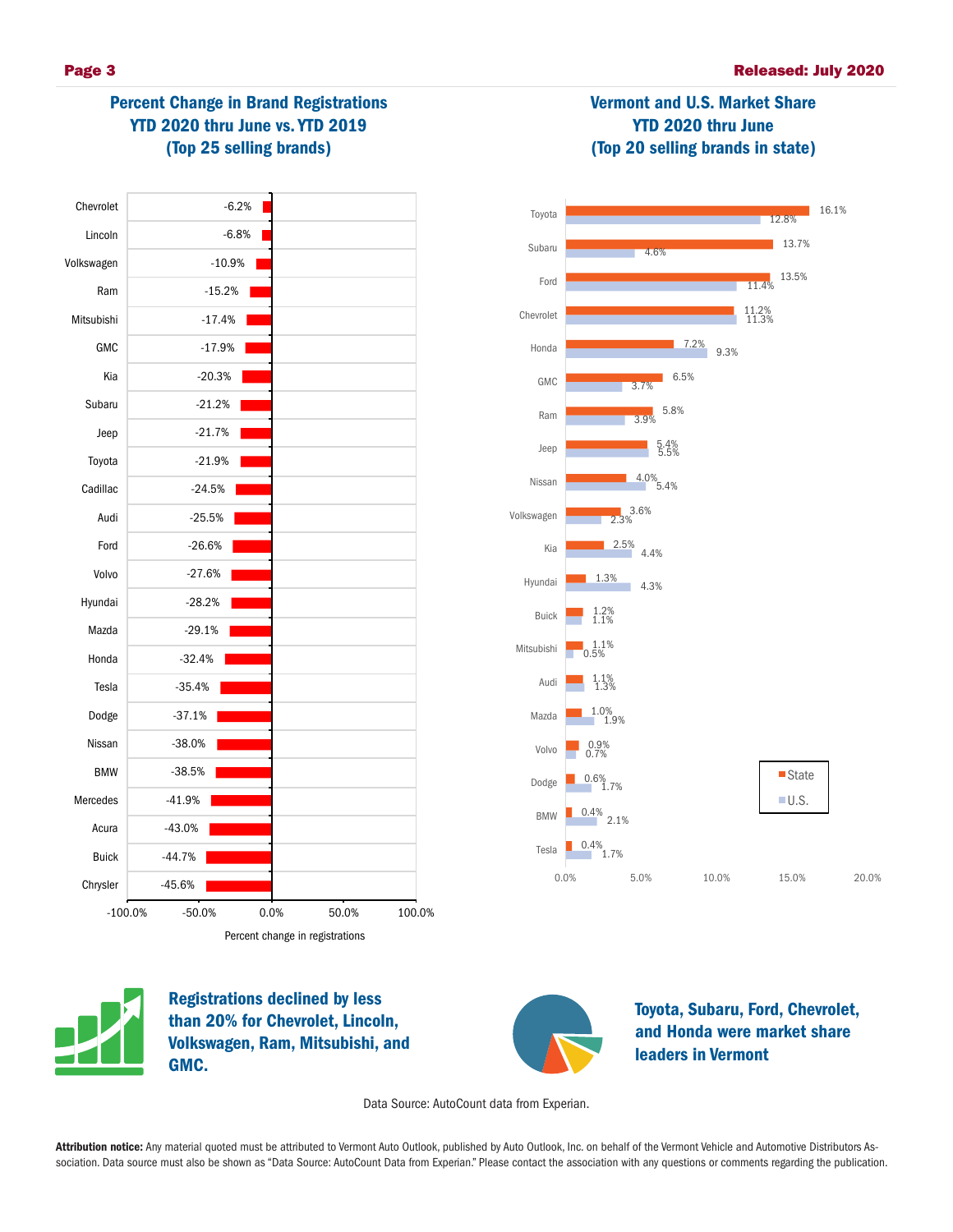## Percent Change in Brand Registrations YTD 2020 thru June vs. YTD 2019 (Top 25 selling brands)

| Brand | Percent change in registrations |
|---|---|
| Chevrolet | -6.2% |
| Lincoln | -6.8% |
| Volkswagen | -10.9% |
| Ram | -15.2% |
| Mitsubishi | -17.4% |
| GMC | -17.9% |
| Kia | -20.3% |
| Subaru | -21.2% |
| Jeep | -21.7% |
| Toyota | -21.9% |
| Cadillac | -24.5% |
| Audi | -25.5% |
| Ford | -26.6% |
| Volvo | -27.6% |
| Hyundai | -28.2% |
| Mazda | -29.1% |
| Honda | -32.4% |
| Tesla | -35.4% |
| Dodge | -37.1% |
| Nissan | -38.0% |
| BMW | -38.5% |
| Mercedes | -41.9% |
| Acura | -43.0% |
| Buick | -44.7% |
| Chrysler | -45.6% |

## Vermont and U.S. Market Share YTD 2020 thru June (Top 20 selling brands in state)

| Brand | State | U.S. |
|---|---|---|
| Toyota | 16.1% | 12.8% |
| Subaru | 13.7% | 4.6% |
| Ford | 13.5% | 11.4% |
| Chevrolet | 11.2% | 11.3% |
| Honda | 7.2% | 9.3% |
| GMC | 6.5% | 3.7% |
| Ram | 5.8% | 3.9% |
| Jeep | 5.4% | 5.5% |
| Nissan | 4.0% | 5.4% |
| Volkswagen | 3.6% | 2.3% |
| Kia | 2.5% | 4.4% |
| Hyundai | 1.3% | 4.3% |
| Buick | 1.2% | 1.1% |
| Mitsubishi | 1.1% | 0.5% |
| Audi | 1.1% | 1.3% |
| Mazda | 1.0% | 1.9% |
| Volvo | 0.9% | 0.7% |
| Dodge | 0.6% | 1.7% |
| BMW | 0.4% | 2.1% |
| Tesla | 0.4% | 1.7% |

**Registrations declined by less than 20% for Chevrolet, Lincoln, Volkswagen, Ram, Mitsubishi, and GMC.**

**Toyota, Subaru, Ford, Chevrolet, and Honda were market share leaders in Vermont**

Data Source: AutoCount data from Experian.

**Attribution notice:** Any material quoted must be attributed to Vermont Auto Outlook, published by Auto Outlook, Inc. on behalf of the Vermont Vehicle and Automotive Distributors Association. Data source must also be shown as "Data Source: AutoCount Data from Experian." Please contact the association with any questions or comments regarding the publication.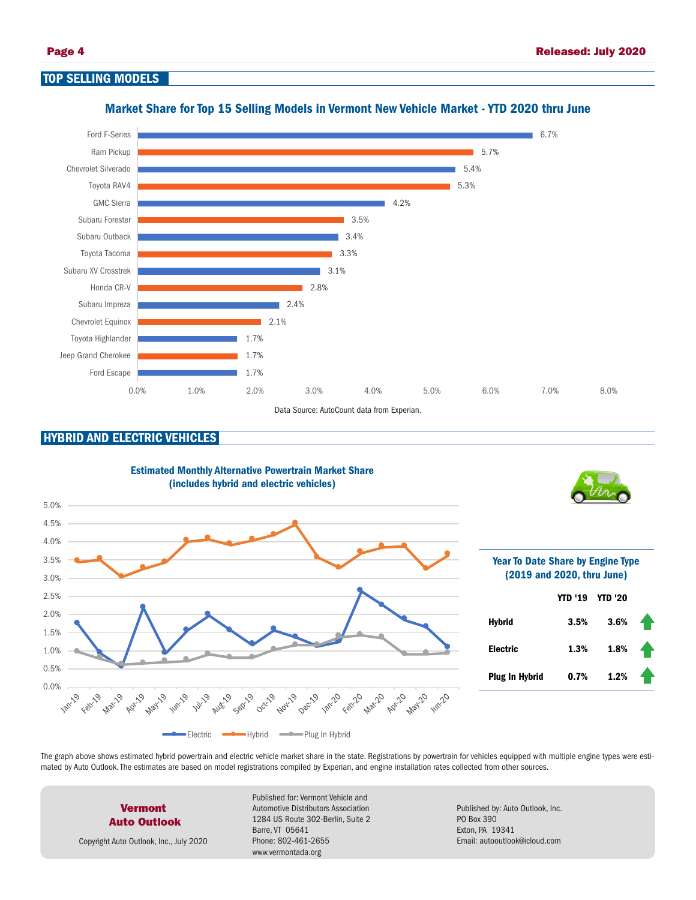## TOP SELLING MODELS

### Market Share for Top 15 Selling Models in Vermont New Vehicle Market - YTD 2020 thru June

Ford F-Series 6.7%
Ram Pickup 5.7%
Chevrolet Silverado 5.4%
Toyota RAV4 5.3%
GMC Sierra 4.2%
Subaru Forester 3.5%
Subaru Outback 3.4%
Toyota Tacoma 3.3%
Subaru XV Crosstrek 3.1%
Honda CR-V 2.8%
Subaru Impreza 2.4%
Chevrolet Equinox 2.1%
Toyota Highlander 1.7%
Jeep Grand Cherokee 1.7%
Ford Escape 1.7%

0.0% 1.0% 2.0% 3.0% 4.0% 5.0% 6.0% 7.0% 8.0%

Data Source: AutoCount data from Experian.

## HYBRID AND ELECTRIC VEHICLES

### Estimated Monthly Alternative Powertrain Market Share (includes hybrid and electric vehicles)

5.0% 4.5% 4.0% 3.5% 3.0% 2.5% 2.0% 1.5% 1.0% 0.5% 0.0%

Jan-19 Feb-19 Mar-19 Apr-19 May-19 Jun-19 Jul-19 Aug-19 Sep-19 Oct-19 Nov-19 Dec-19 Jan-20 Feb-20 Mar-20 Apr-20 May-20 Jun-20

Electric Hybrid Plug In Hybrid

### Year To Date Share by Engine Type (2019 and 2020, thru June)

| | YTD '19 | YTD '20 |
|---|---|---|
| Hybrid | 3.5% | 3.6% |
| Electric | 1.3% | 1.8% |
| Plug In Hybrid | 0.7% | 1.2% |

The graph above shows estimated hybrid powertrain and electric vehicle market share in the state. Registrations by powertrain for vehicles equipped with multiple engine types were estimated by Auto Outlook. The estimates are based on model registrations compiled by Experian, and engine installation rates collected from other sources.

**Vermont Auto Outlook**

Copyright Auto Outlook, Inc., July 2020

Published for: Vermont Vehicle and Automotive Distributors Association
1284 US Route 302-Berlin, Suite 2
Barre, VT 05641
Phone: 802-461-2655
www.vermontada.org

Published by: Auto Outlook, Inc.
PO Box 390
Exton, PA 19341
Email: autooutlook@icloud.com